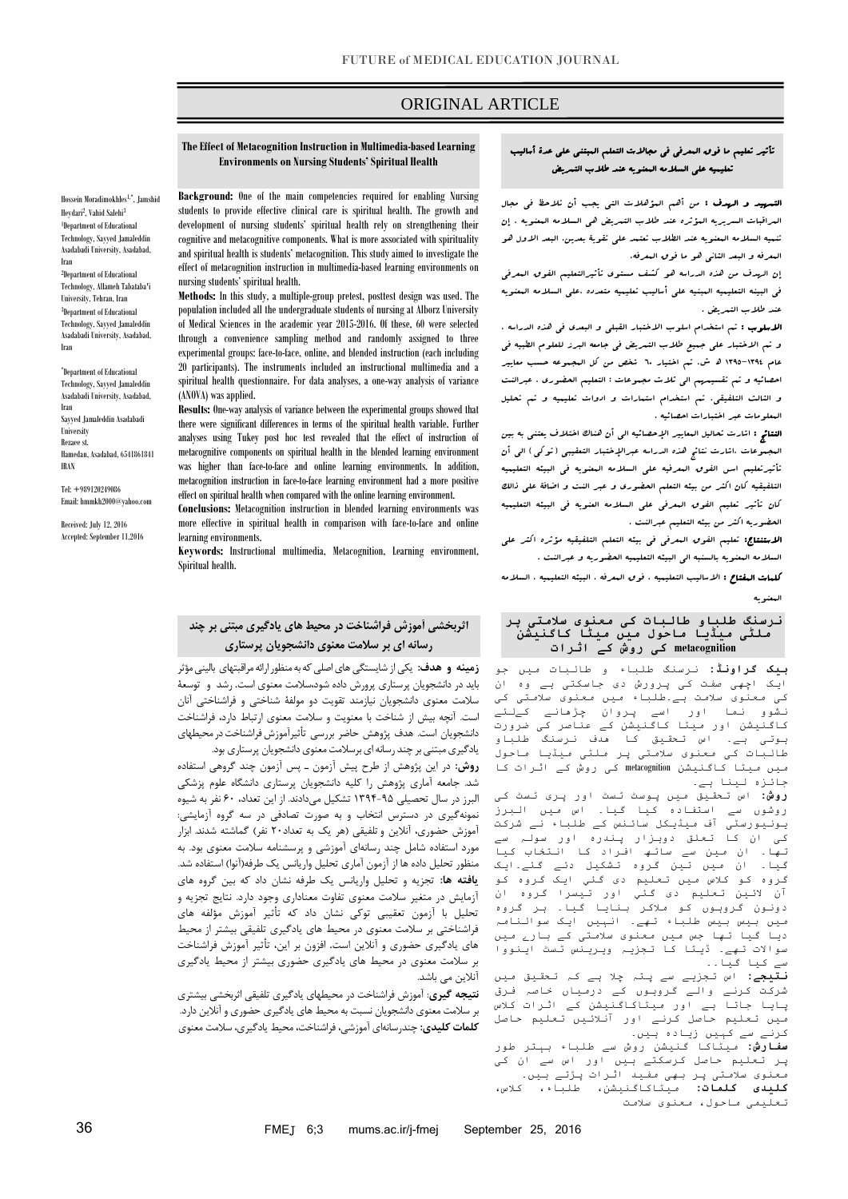# ORIGINAL ARTICLE

## The Effect of Metacognition Instruction in Multimedia-based Learning Environments on Nursing Students' Spiritual Health

Hossein Moradimokhles[1,*], Jamshid Heydari[2], Vahid Salehi[3]

[1]Department of Educational Technology, Sayyed Jamaleddin Asadabadi University, Asadabad, Iran

[2]Department of Educational Technology, Allameh Tabataba'i University, Tehran, Iran

[3]Department of Educational Technology, Sayyed Jamaleddin Asadabadi University, Asadabad, Iran

*Department of Educational Technology, Sayyed Jamaleddin Asadabadi University, Asadabad, Iran
Sayyed Jamaleddin Asadabadi University
Rezaee st.
Hamedan, Asadabad, 6541861841
IRAN

Tel: +989120249086
Email: hmmkh2000@yahoo.com

Received: July 12, 2016
Accepted: September 11,2016

**Background:** One of the main competencies required for enabling Nursing students to provide effective clinical care is spiritual health. The growth and development of nursing students' spiritual health rely on strengthening their cognitive and metacognitive components. What is more associated with spirituality and spiritual health is students' metacognition. This study aimed to investigate the effect of metacognition instruction in multimedia-based learning environments on nursing students' spiritual health.

**Methods:** In this study, a multiple-group pretest, posttest design was used. The population included all the undergraduate students of nursing at Alborz University of Medical Sciences in the academic year 2015-2016. Of these, 60 were selected through a convenience sampling method and randomly assigned to three experimental groups: face-to-face, online, and blended instruction (each including 20 participants). The instruments included an instructional multimedia and a spiritual health questionnaire. For data analyses, a one-way analysis of variance (ANOVA) was applied.

**Results:** One-way analysis of variance between the experimental groups showed that there were significant differences in terms of the spiritual health variable. Further analyses using Tukey post hoc test revealed that the effect of instruction of metacognitive components on spiritual health in the blended learning environment was higher than face-to-face and online learning environments. In addition, metacognition instruction in face-to-face learning environment had a more positive effect on spiritual health when compared with the online learning environment.

**Conclusions:** Metacognition instruction in blended learning environments was more effective in spiritual health in comparison with face-to-face and online learning environments.

**Keywords:** Instructional multimedia, Metacognition, Learning environment, Spiritual health.

## تأثير تعليم ما فوق المعرفي في مجالات التعلم المبتني على عدة أساليب تعليميه على السلامه المعنويه عند طلاب التمريض

**التمهيد و الهدف :** من أهم المؤهلات التي يجب أن نلاحظ في مجال المراقبات السريريه المؤثره عند طلاب التمريض هي السلامه المعنويه . إن تنميه السلامه المعنويه عند الطلاب تعتمد على تقويه بعدين، البعد الاول هو المعرفه و البعد الثاني هو ما فوق المعرفه.

إن الهدف من هذه الدراسه هو كشف مستوى تأثيرالتعليم الفوق المعرفي في البيئه التعليميه المبنيه على أساليب تعليميه متعدده ،على السلامه المعنويه عند طلاب التمريض .

**الأسلوب :** تم استخدام اسلوب الاختبار القبلي و البعدي في هذه الدراسه . و تم الاختبار على جميع طلاب التمريض في جامعه البرز للعلوم الطبيه في عام ١٣٩٤-١٣٩٥ ه ش. تم اختيار ٦٠ شخص من كل المجموعه حسب معايير احصائيه و تم تقسيمهم الى ثلاث مجموعات : التعليم الحضوري ، عبرالنت و الثالث التلفيقي. تم استخدام استمارات و ادوات تعليميه و تم تحليل المعلومات عبر اختبارات احصائيه .

**النتائج :** اشارت تحاليل المعايير الإحصائيه الى أن هناك اختلاف يعتنى به بين المجموعات .اشارت نتائج هذه الدراسه عبرالإختبار التعقيبي (توكي) الى أن تأثيرتعليم اسس الفوق المعرفيه على السلامه المعنويه في البيئه التعليميه التلفيقيه كان اكثر من بيئه التعلم الحضوري و عبر النت و اضافة على ذالك كان تأثير تعليم الفوق المعرفي على السلامه المعنويه في البيئه التعليميه الحضوريه اكثر من بيئه التعليم عبرالنت .

**الاستنتاج:** تعليم الفوق المعرفي في بيئه التعلم التلفيقيه مؤثره اكثر على السلامه المعنويه بالنسبه الى البيئه التعليميه الحضوريه و عبرالنت .

**كلمات المفتاح :** الاساليب التعليميه ، فوق المعرفه ، البيئه التعليميه ، السلامه المعنويه

## اثربخشی آموزش فراشناخت در محیط های یادگیری مبتنی بر چند رسانه ای بر سلامت معنوی دانشجویان پرستاری

**زمینه و هدف:** یکی از شایستگی های اصلی که به منظورارائه مراقبتهای بالینی مؤثر باید در دانشجویان پرستاری پرورش داده شود،سلامت معنوی است. رشد و توسعهٔ سلامت معنوی دانشجویان نیازمند تقویت دو مولفهٔ شناختی و فراشناختی آنان است. آنچه بیش از شناخت با معنویت و سلامت معنوی ارتباط دارد، فراشناخت دانشجویان است. هدف پژوهش حاضر بررسی تأثیرآموزش فراشناخت در محیطهای یادگیری مبتنی بر چند رسانه ای برسلامت معنوی دانشجویان پرستاری بود.

**روش:** در این پژوهش از طرح پیش آزمون ـ پس آزمون چند گروهی استفاده شد. جامعهٔ آماری پژوهش را کلیه دانشجویان پرستاری دانشگاه علوم پزشکی البرز در سال تحصیلی ۹۵-۱۳۹۴ تشکیل میدادند. از این تعداد، ۶۰ نفر به شیوه نمونه‌گیری در دسترس انتخاب و به صورت تصادفی در سه گروه آزمایشی: آموزش حضوری، آنلاین و تلفیقی (هر یک به تعداد۲۰ نفر) گماشته شدند. ابزار مورد استفاده شامل چند رسانهٔ آموزشی و پرسشنامه سلامت معنوی بود. به منظور تحلیل داده ها از آزمون آماری تحلیل واریانس یک طرفه(آنوا) استفاده شد.

**یافته ها:** تجزیه و تحلیل واریانس یک طرفه نشان داد که بین گروه های آزمایش در متغیر سلامت معنوی تفاوت معناداری وجود دارد. نتایج تجزیه و تحلیل با آزمون تعقیبی توکی نشان داد که تأثیر آموزش مؤلفه های فراشناختی بر سلامت معنوی در محیط های یادگیری تلفیقی بیشتر از محیط های یادگیری حضوری و آنلاین است. افزون بر این، تأثیر آموزش فراشناخت بر سلامت معنوی در محیط های یادگیری حضوری بیشتر از محیط یادگیری آنلاین می باشد.

**نتیجه گیری**: آموزش فراشناخت در محیطهای یادگیری تلفیقی اثربخشی بیشتری بر سلامت معنوی دانشجویان نسبت به محیط های یادگیری حضوری و آنلاین دارد.

**کلمات کلیدی:** چندرسانه‌ای آموزشی، فراشناخت، محیط یادگیری، سلامت معنوی

## نرسنگ طلباو طالبات کی معنوی سلامتی پر ملٹی میڈیا ماحول میں میٹا کاگنیشن metacognition کی روش کے اثرات

**بیک گراونڈ:** نرسنگ طلباء و طالبات میں جو ایک اچھی صفت کی پرورش دی جاسکتی ہے وہ ان کی معنوی سلامت ہے۔طلباء میں معنوی سلامتی کی نشوو نما اور اسے پروان چڑھانے کےلئے کاگنیشن اور میٹا کاگنیشن کے عناصر کی ضرورت ہوتی ہے۔ اس تحقیق کا ہدف نرسنگ طلباو طالبات کی معنوی سلامتی پر ملٹی میڈیا ماحول میں میٹا کاگنیشن metacognition کی روش کے اثرات کا جائزہ لینا ہے۔

**روش:** اس تحقیق میں پوسٹ ٹسٹ اور پری ٹسٹ کی روشوں سے استفادہ کیا گیا۔ اس میں البرز یونیورسٹی آف میڈیکل سائنس کے طلباء نے شرکت کی ان کا تعلق دوہزار پندرہ اور سولہ سے تھا۔ ان میں سے ساٹھ افراد کا انتخاب کیا گیا۔ ان میں تین گروہ تشکیل دئے گئے۔ایک گروہ کو کلاس میں تعلیم دی گئی ایک گروہ کو آن لائین تعلیم دی گئی اور تیسرا گروہ ان دونوں گروہوں کو ملاکر بنایا گیا۔ ہر گروہ میں بیس بیس طلباء تھے۔ انہیں ایک سوالنامہ دیا گیا تھا جس میں معنوی سلامتی کے بارے میں سوالات تھے۔ ڈیٹا کا تجزیہ ویرینس ٹسٹ اینووا سے کیا گیا۔۔

**نتیجے:** اس تجزیے سے پتہ چلا ہے کہ تحقیق میں شرکت کرنے والے گروہوں کے درمیان خاصہ فرق پایا جاتا ہے اور میٹاکاگنیشن کے اثرات کلاس میں تعلیم حاصل کرنے اور آنلائین تعلیم حاصل کرنے سے کہیں زیادہ ہیں۔

**سفارش:** میٹاکا گنیشن روش سے طلباء بہتر طور پر تعلیم حاصل کرسکتے ہیں اور اس سے ان کی معنوی سلامتی پر بھی مفید اثرات پڑتے ہیں۔

**کلیدی کلمات:** میٹاکاگنیشن، طلباء ، کلاس، تعلیمی ماحول، معنوی سلامت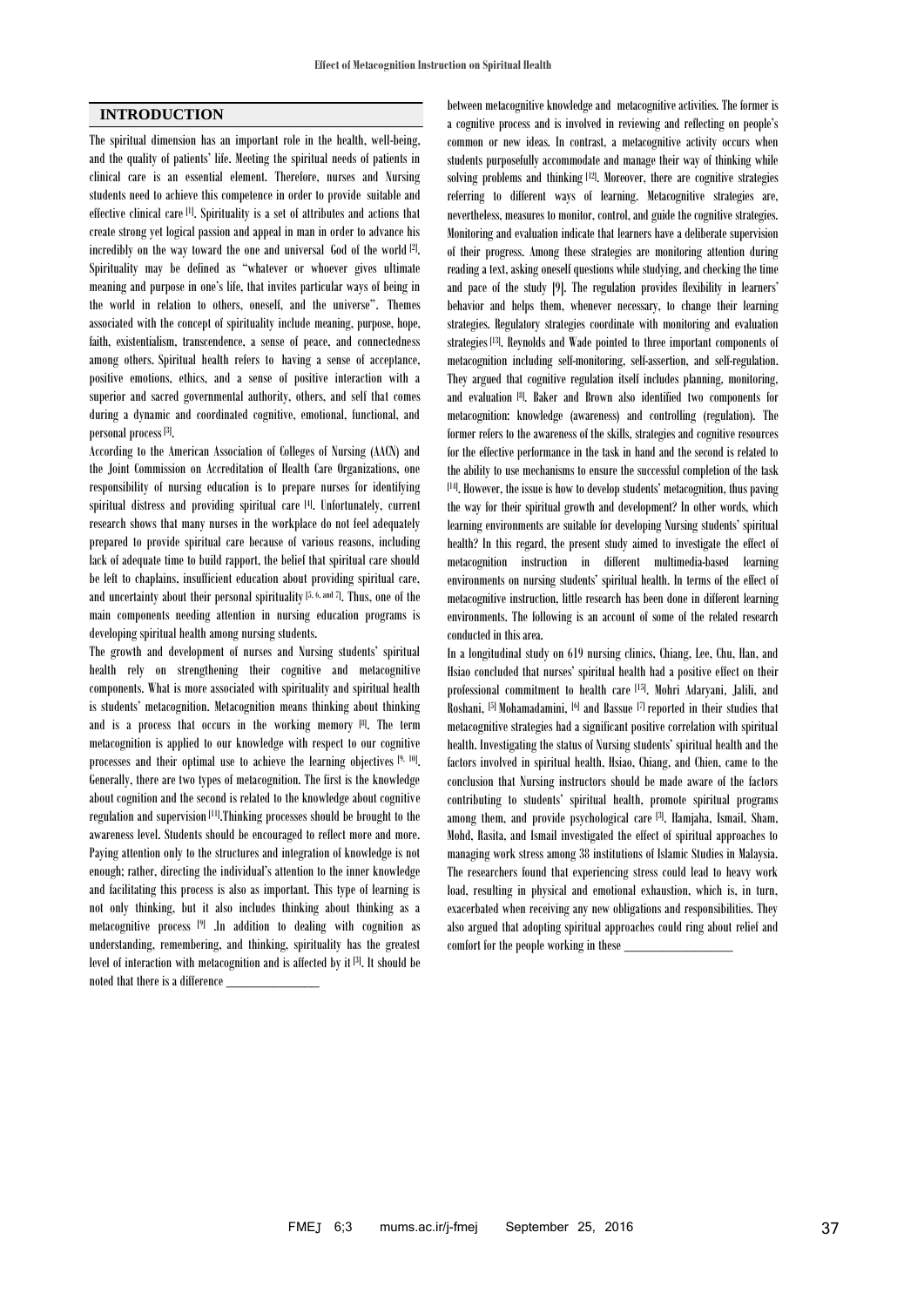## INTRODUCTION

The spiritual dimension has an important role in the health, well-being, and the quality of patients' life. Meeting the spiritual needs of patients in clinical care is an essential element. Therefore, nurses and Nursing students need to achieve this competence in order to provide suitable and effective clinical care [1]. Spirituality is a set of attributes and actions that create strong yet logical passion and appeal in man in order to advance his incredibly on the way toward the one and universal God of the world [2]. Spirituality may be defined as "whatever or whoever gives ultimate meaning and purpose in one's life, that invites particular ways of being in the world in relation to others, oneself, and the universe". Themes associated with the concept of spirituality include meaning, purpose, hope, faith, existentialism, transcendence, a sense of peace, and connectedness among others. Spiritual health refers to having a sense of acceptance, positive emotions, ethics, and a sense of positive interaction with a superior and sacred governmental authority, others, and self that comes during a dynamic and coordinated cognitive, emotional, functional, and personal process [3].

According to the American Association of Colleges of Nursing (AACN) and the Joint Commission on Accreditation of Health Care Organizations, one responsibility of nursing education is to prepare nurses for identifying spiritual distress and providing spiritual care [4]. Unfortunately, current research shows that many nurses in the workplace do not feel adequately prepared to provide spiritual care because of various reasons, including lack of adequate time to build rapport, the belief that spiritual care should be left to chaplains, insufficient education about providing spiritual care, and uncertainty about their personal spirituality [5, 6, and 7]. Thus, one of the main components needing attention in nursing education programs is developing spiritual health among nursing students.

The growth and development of nurses and Nursing students' spiritual health rely on strengthening their cognitive and metacognitive components. What is more associated with spirituality and spiritual health is students' metacognition. Metacognition means thinking about thinking and is a process that occurs in the working memory [8]. The term metacognition is applied to our knowledge with respect to our cognitive processes and their optimal use to achieve the learning objectives [9, 10]. Generally, there are two types of metacognition. The first is the knowledge about cognition and the second is related to the knowledge about cognitive regulation and supervision [11].Thinking processes should be brought to the awareness level. Students should be encouraged to reflect more and more. Paying attention only to the structures and integration of knowledge is not enough; rather, directing the individual's attention to the inner knowledge and facilitating this process is also as important. This type of learning is not only thinking, but it also includes thinking about thinking as a metacognitive process [9] .In addition to dealing with cognition as understanding, remembering, and thinking, spirituality has the greatest level of interaction with metacognition and is affected by it [3]. It should be noted that there is a difference between metacognitive knowledge and metacognitive activities. The former is a cognitive process and is involved in reviewing and reflecting on people's common or new ideas. In contrast, a metacognitive activity occurs when students purposefully accommodate and manage their way of thinking while solving problems and thinking [12]. Moreover, there are cognitive strategies referring to different ways of learning. Metacognitive strategies are, nevertheless, measures to monitor, control, and guide the cognitive strategies. Monitoring and evaluation indicate that learners have a deliberate supervision of their progress. Among these strategies are monitoring attention during reading a text, asking oneself questions while studying, and checking the time and pace of the study [9]. The regulation provides flexibility in learners' behavior and helps them, whenever necessary, to change their learning strategies. Regulatory strategies coordinate with monitoring and evaluation strategies [13]. Reynolds and Wade pointed to three important components of metacognition including self-monitoring, self-assertion, and self-regulation. They argued that cognitive regulation itself includes planning, monitoring, and evaluation [8]. Baker and Brown also identified two components for metacognition: knowledge (awareness) and controlling (regulation). The former refers to the awareness of the skills, strategies and cognitive resources for the effective performance in the task in hand and the second is related to the ability to use mechanisms to ensure the successful completion of the task [14]. However, the issue is how to develop students' metacognition, thus paving the way for their spiritual growth and development? In other words, which learning environments are suitable for developing Nursing students' spiritual health? In this regard, the present study aimed to investigate the effect of metacognition instruction in different multimedia-based learning environments on nursing students' spiritual health. In terms of the effect of metacognitive instruction, little research has been done in different learning environments. The following is an account of some of the related research conducted in this area.

In a longitudinal study on 619 nursing clinics, Chiang, Lee, Chu, Han, and Hsiao concluded that nurses' spiritual health had a positive effect on their professional commitment to health care [15]. Mohri Adaryani, Jalili, and Roshani, [5] Mohamadamini, [6] and Bassue [7] reported in their studies that metacognitive strategies had a significant positive correlation with spiritual health. Investigating the status of Nursing students' spiritual health and the factors involved in spiritual health, Hsiao, Chiang, and Chien, came to the conclusion that Nursing instructors should be made aware of the factors contributing to students' spiritual health, promote spiritual programs among them, and provide psychological care [3]. Hamjaha, Ismail, Sham, Mohd, Rasita, and Ismail investigated the effect of spiritual approaches to managing work stress among 38 institutions of Islamic Studies in Malaysia. The researchers found that experiencing stress could lead to heavy work load, resulting in physical and emotional exhaustion, which is, in turn, exacerbated when receiving any new obligations and responsibilities. They also argued that adopting spiritual approaches could ring about relief and comfort for the people working in these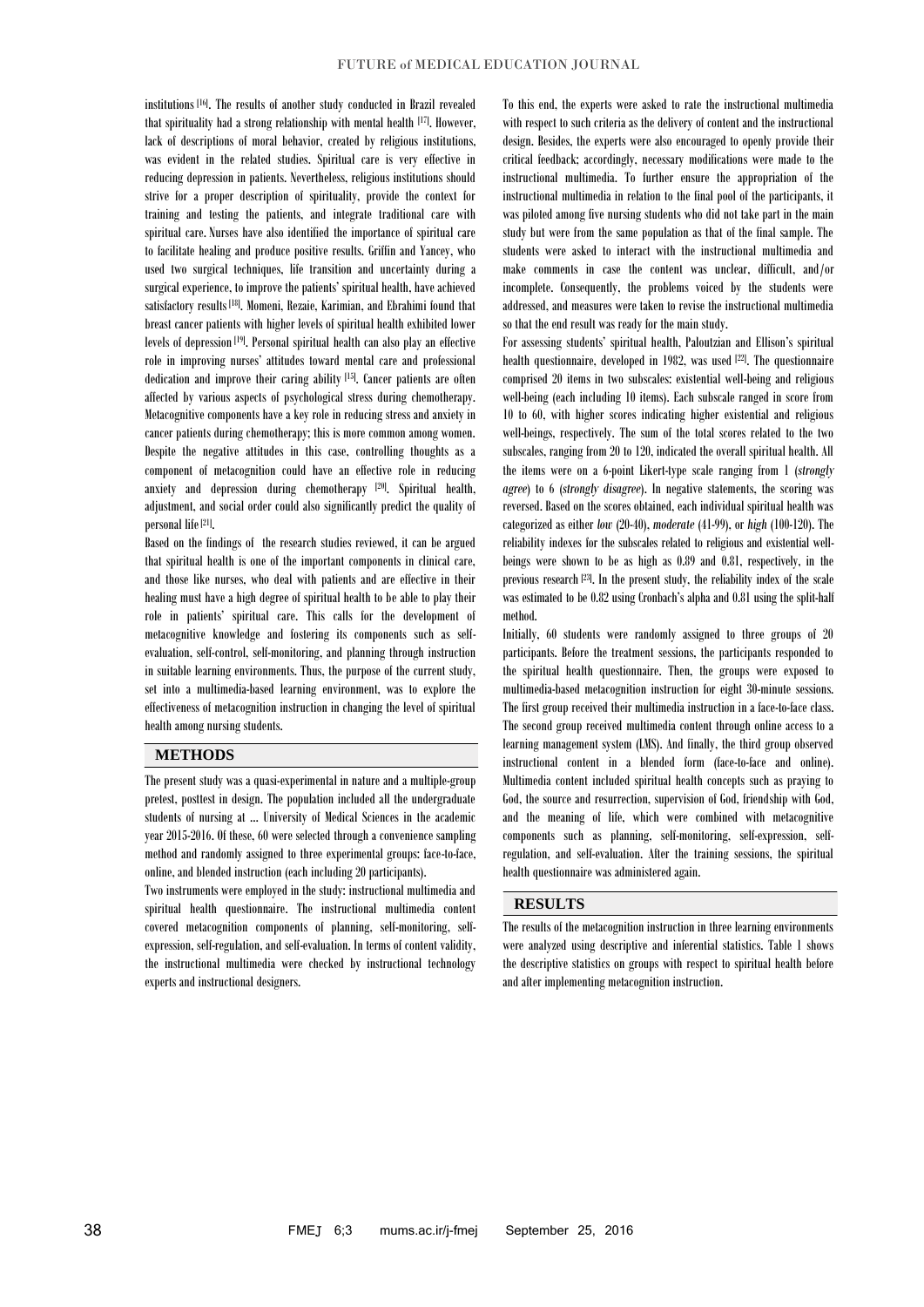institutions [16]. The results of another study conducted in Brazil revealed that spirituality had a strong relationship with mental health [17]. However, lack of descriptions of moral behavior, created by religious institutions, was evident in the related studies. Spiritual care is very effective in reducing depression in patients. Nevertheless, religious institutions should strive for a proper description of spirituality, provide the context for training and testing the patients, and integrate traditional care with spiritual care. Nurses have also identified the importance of spiritual care to facilitate healing and produce positive results. Griffin and Yancey, who used two surgical techniques, life transition and uncertainty during a surgical experience, to improve the patients' spiritual health, have achieved satisfactory results [18]. Momeni, Rezaie, Karimian, and Ebrahimi found that breast cancer patients with higher levels of spiritual health exhibited lower levels of depression [19]. Personal spiritual health can also play an effective role in improving nurses' attitudes toward mental care and professional dedication and improve their caring ability [15]. Cancer patients are often affected by various aspects of psychological stress during chemotherapy. Metacognitive components have a key role in reducing stress and anxiety in cancer patients during chemotherapy; this is more common among women. Despite the negative attitudes in this case, controlling thoughts as a component of metacognition could have an effective role in reducing anxiety and depression during chemotherapy [20]. Spiritual health, adjustment, and social order could also significantly predict the quality of personal life [21].

Based on the findings of the research studies reviewed, it can be argued that spiritual health is one of the important components in clinical care, and those like nurses, who deal with patients and are effective in their healing must have a high degree of spiritual health to be able to play their role in patients' spiritual care. This calls for the development of metacognitive knowledge and fostering its components such as self-evaluation, self-control, self-monitoring, and planning through instruction in suitable learning environments. Thus, the purpose of the current study, set into a multimedia-based learning environment, was to explore the effectiveness of metacognition instruction in changing the level of spiritual health among nursing students.

## METHODS

The present study was a quasi-experimental in nature and a multiple-group pretest, posttest in design. The population included all the undergraduate students of nursing at ... University of Medical Sciences in the academic year 2015-2016. Of these, 60 were selected through a convenience sampling method and randomly assigned to three experimental groups: face-to-face, online, and blended instruction (each including 20 participants).

Two instruments were employed in the study: instructional multimedia and spiritual health questionnaire. The instructional multimedia content covered metacognition components of planning, self-monitoring, self-expression, self-regulation, and self-evaluation. In terms of content validity, the instructional multimedia were checked by instructional technology experts and instructional designers.

To this end, the experts were asked to rate the instructional multimedia with respect to such criteria as the delivery of content and the instructional design. Besides, the experts were also encouraged to openly provide their critical feedback; accordingly, necessary modifications were made to the instructional multimedia. To further ensure the appropriation of the instructional multimedia in relation to the final pool of the participants, it was piloted among five nursing students who did not take part in the main study but were from the same population as that of the final sample. The students were asked to interact with the instructional multimedia and make comments in case the content was unclear, difficult, and/or incomplete. Consequently, the problems voiced by the students were addressed, and measures were taken to revise the instructional multimedia so that the end result was ready for the main study.

For assessing students' spiritual health, Paloutzian and Ellison's spiritual health questionnaire, developed in 1982, was used [22]. The questionnaire comprised 20 items in two subscales: existential well-being and religious well-being (each including 10 items). Each subscale ranged in score from 10 to 60, with higher scores indicating higher existential and religious well-beings, respectively. The sum of the total scores related to the two subscales, ranging from 20 to 120, indicated the overall spiritual health. All the items were on a 6-point Likert-type scale ranging from 1 (*strongly agree*) to 6 (*strongly disagree*). In negative statements, the scoring was reversed. Based on the scores obtained, each individual spiritual health was categorized as either *low* (20-40), *moderate* (41-99), or *high* (100-120). The reliability indexes for the subscales related to religious and existential well-beings were shown to be as high as 0.89 and 0.81, respectively, in the previous research [23]. In the present study, the reliability index of the scale was estimated to be 0.82 using Cronbach's alpha and 0.81 using the split-half method.

Initially, 60 students were randomly assigned to three groups of 20 participants. Before the treatment sessions, the participants responded to the spiritual health questionnaire. Then, the groups were exposed to multimedia-based metacognition instruction for eight 30-minute sessions. The first group received their multimedia instruction in a face-to-face class. The second group received multimedia content through online access to a learning management system (LMS). And finally, the third group observed instructional content in a blended form (face-to-face and online). Multimedia content included spiritual health concepts such as praying to God, the source and resurrection, supervision of God, friendship with God, and the meaning of life, which were combined with metacognitive components such as planning, self-monitoring, self-expression, self-regulation, and self-evaluation. After the training sessions, the spiritual health questionnaire was administered again.

## RESULTS

The results of the metacognition instruction in three learning environments were analyzed using descriptive and inferential statistics. Table 1 shows the descriptive statistics on groups with respect to spiritual health before and after implementing metacognition instruction.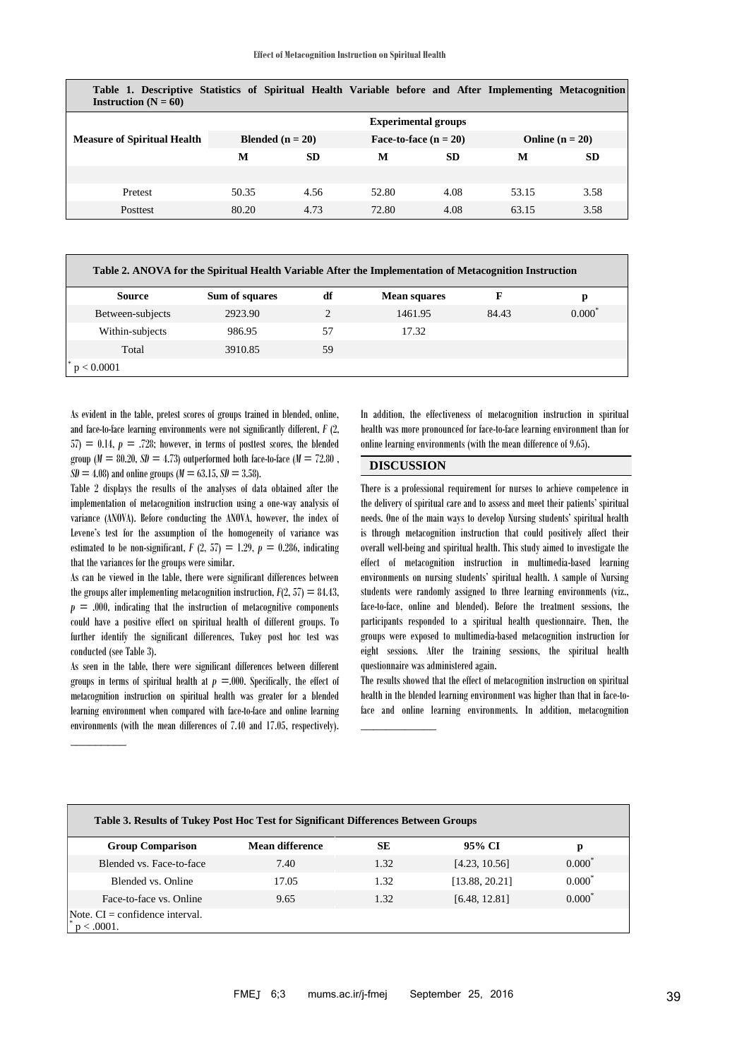**Table 1. Descriptive Statistics of Spiritual Health Variable before and After Implementing Metacognition Instruction (N = 60)**

| Measure of Spiritual Health | Experimental groups | | | | | |
|---|---|---|---|---|---|---|
| | Blended (n = 20) | | Face-to-face (n = 20) | | Online (n = 20) | |
| | M | SD | M | SD | M | SD |
| Pretest | 50.35 | 4.56 | 52.80 | 4.08 | 53.15 | 3.58 |
| Posttest | 80.20 | 4.73 | 72.80 | 4.08 | 63.15 | 3.58 |

**Table 2. ANOVA for the Spiritual Health Variable After the Implementation of Metacognition Instruction**

| Source | Sum of squares | df | Mean squares | F | p |
|---|---|---|---|---|---|
| Between-subjects | 2923.90 | 2 | 1461.95 | 84.43 | 0.000* |
| Within-subjects | 986.95 | 57 | 17.32 | | |
| Total | 3910.85 | 59 | | | |

* p < 0.0001

As evident in the table, pretest scores of groups trained in blended, online, and face-to-face learning environments were not significantly different, $F$ (2, 57) = 0.14, $p$ = .728; however, in terms of posttest scores, the blended group ($M$ = 80.20, $SD$ = 4.73) outperformed both face-to-face ($M$ = 72.80 , $SD$ = 4.08) and online groups ($M$ = 63.15, $SD$ = 3.58).

Table 2 displays the results of the analyses of data obtained after the implementation of metacognition instruction using a one-way analysis of variance (ANOVA). Before conducting the ANOVA, however, the index of Levene's test for the assumption of the homogeneity of variance was estimated to be non-significant, $F$ (2, 57) = 1.29, $p$ = 0.286, indicating that the variances for the groups were similar.

As can be viewed in the table, there were significant differences between the groups after implementing metacognition instruction, $F$(2, 57) = 84.43, $p$ = .000, indicating that the instruction of metacognitive components could have a positive effect on spiritual health of different groups. To further identify the significant differences, Tukey post hoc test was conducted (see Table 3).

As seen in the table, there were significant differences between different groups in terms of spiritual health at $p$ =.000. Specifically, the effect of metacognition instruction on spiritual health was greater for a blended learning environment when compared with face-to-face and online learning environments (with the mean differences of 7.40 and 17.05, respectively). In addition, the effectiveness of metacognition instruction in spiritual health was more pronounced for face-to-face learning environment than for online learning environments (with the mean difference of 9.65).

## DISCUSSION

There is a professional requirement for nurses to achieve competence in the delivery of spiritual care and to assess and meet their patients' spiritual needs. One of the main ways to develop Nursing students' spiritual health is through metacognition instruction that could positively affect their overall well-being and spiritual health. This study aimed to investigate the effect of metacognition instruction in multimedia-based learning environments on nursing students' spiritual health. A sample of Nursing students were randomly assigned to three learning environments (viz., face-to-face, online and blended). Before the treatment sessions, the participants responded to a spiritual health questionnaire. Then, the groups were exposed to multimedia-based metacognition instruction for eight sessions. After the training sessions, the spiritual health questionnaire was administered again.

The results showed that the effect of metacognition instruction on spiritual health in the blended learning environment was higher than that in face-to-face and online learning environments. In addition, metacognition

**Table 3. Results of Tukey Post Hoc Test for Significant Differences Between Groups**

| Group Comparison | Mean difference | SE | 95% CI | p |
|---|---|---|---|---|
| Blended vs. Face-to-face | 7.40 | 1.32 | [4.23, 10.56] | 0.000* |
| Blended vs. Online | 17.05 | 1.32 | [13.88, 20.21] | 0.000* |
| Face-to-face vs. Online | 9.65 | 1.32 | [6.48, 12.81] | 0.000* |

Note. CI = confidence interval.
* p < .0001.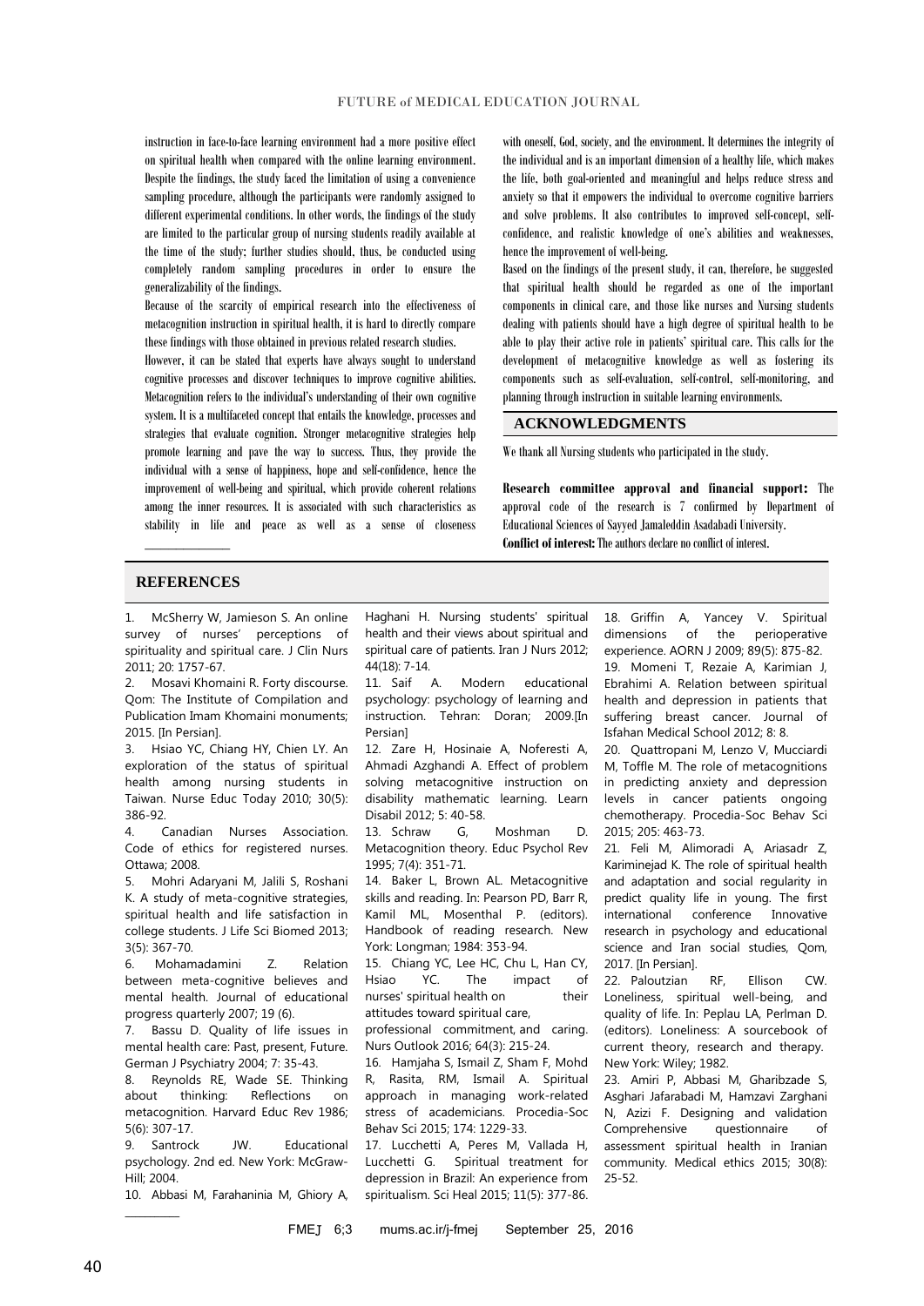instruction in face-to-face learning environment had a more positive effect on spiritual health when compared with the online learning environment. Despite the findings, the study faced the limitation of using a convenience sampling procedure, although the participants were randomly assigned to different experimental conditions. In other words, the findings of the study are limited to the particular group of nursing students readily available at the time of the study; further studies should, thus, be conducted using completely random sampling procedures in order to ensure the generalizability of the findings.

Because of the scarcity of empirical research into the effectiveness of metacognition instruction in spiritual health, it is hard to directly compare these findings with those obtained in previous related research studies.

However, it can be stated that experts have always sought to understand cognitive processes and discover techniques to improve cognitive abilities. Metacognition refers to the individual's understanding of their own cognitive system. It is a multifaceted concept that entails the knowledge, processes and strategies that evaluate cognition. Stronger metacognitive strategies help promote learning and pave the way to success. Thus, they provide the individual with a sense of happiness, hope and self-confidence, hence the improvement of well-being and spiritual, which provide coherent relations among the inner resources. It is associated with such characteristics as stability in life and peace as well as a sense of closeness with oneself, God, society, and the environment. It determines the integrity of the individual and is an important dimension of a healthy life, which makes the life, both goal-oriented and meaningful and helps reduce stress and anxiety so that it empowers the individual to overcome cognitive barriers and solve problems. It also contributes to improved self-concept, self-confidence, and realistic knowledge of one's abilities and weaknesses, hence the improvement of well-being.

Based on the findings of the present study, it can, therefore, be suggested that spiritual health should be regarded as one of the important components in clinical care, and those like nurses and Nursing students dealing with patients should have a high degree of spiritual health to be able to play their active role in patients' spiritual care. This calls for the development of metacognitive knowledge as well as fostering its components such as self-evaluation, self-control, self-monitoring, and planning through instruction in suitable learning environments.

## ACKNOWLEDGMENTS

We thank all Nursing students who participated in the study.

**Research committee approval and financial support:** The approval code of the research is 7 confirmed by Department of Educational Sciences of Sayyed Jamaleddin Asadabadi University.

**Conflict of interest:** The authors declare no conflict of interest.

## REFERENCES

1. McSherry W, Jamieson S. An online survey of nurses' perceptions of spirituality and spiritual care. J Clin Nurs 2011; 20: 1757-67.
2. Mosavi Khomaini R. Forty discourse. Qom: The Institute of Compilation and Publication Imam Khomaini monuments; 2015. [In Persian].
3. Hsiao YC, Chiang HY, Chien LY. An exploration of the status of spiritual health among nursing students in Taiwan. Nurse Educ Today 2010; 30(5): 386-92.
4. Canadian Nurses Association. Code of ethics for registered nurses. Ottawa; 2008.
5. Mohri Adaryani M, Jalili S, Roshani K. A study of meta-cognitive strategies, spiritual health and life satisfaction in college students. J Life Sci Biomed 2013; 3(5): 367-70.
6. Mohamadamini Z. Relation between meta-cognitive believes and mental health. Journal of educational progress quarterly 2007; 19 (6).
7. Bassu D. Quality of life issues in mental health care: Past, present, Future. German J Psychiatry 2004; 7: 35-43.
8. Reynolds RE, Wade SE. Thinking about thinking: Reflections on metacognition. Harvard Educ Rev 1986; 5(6): 307-17.
9. Santrock JW. Educational psychology. 2nd ed. New York: McGraw-Hill; 2004.
10. Abbasi M, Farahaninia M, Ghiory A, Haghani H. Nursing students' spiritual health and their views about spiritual and spiritual care of patients. Iran J Nurs 2012; 44(18): 7-14.
11. Saif A. Modern educational psychology: psychology of learning and instruction. Tehran: Doran; 2009.[In Persian]
12. Zare H, Hosinaie A, Noferesti A, Ahmadi Azghandi A. Effect of problem solving metacognitive instruction on disability mathematic learning. Learn Disabil 2012; 5: 40-58.
13. Schraw G, Moshman D. Metacognition theory. Educ Psychol Rev 1995; 7(4): 351-71.
14. Baker L, Brown AL. Metacognitive skills and reading. In: Pearson PD, Barr R, Kamil ML, Mosenthal P. (editors). Handbook of reading research. New York: Longman; 1984: 353-94.
15. Chiang YC, Lee HC, Chu L, Han CY, Hsiao YC. The impact of nurses' spiritual health on their attitudes toward spiritual care, professional commitment, and caring. Nurs Outlook 2016; 64(3): 215-24.
16. Hamjaha S, Ismail Z, Sham F, Mohd R, Rasita, RM, Ismail A. Spiritual approach in managing work-related stress of academicians. Procedia-Soc Behav Sci 2015; 174: 1229-33.
17. Lucchetti A, Peres M, Vallada H, Lucchetti G. Spiritual treatment for depression in Brazil: An experience from spiritualism. Sci Heal 2015; 11(5): 377-86.
18. Griffin A, Yancey V. Spiritual dimensions of the perioperative experience. AORN J 2009; 89(5): 875-82.
19. Momeni T, Rezaie A, Karimian J, Ebrahimi A. Relation between spiritual health and depression in patients that suffering breast cancer. Journal of Isfahan Medical School 2012; 8: 8.
20. Quattropani M, Lenzo V, Mucciardi M, Toffle M. The role of metacognitions in predicting anxiety and depression levels in cancer patients ongoing chemotherapy. Procedia-Soc Behav Sci 2015; 205: 463-73.
21. Feli M, Alimoradi A, Ariasadr Z, Kariminejad K. The role of spiritual health and adaptation and social regularity in predict quality life in young. The first international conference Innovative research in psychology and educational science and Iran social studies, Qom, 2017. [In Persian].
22. Paloutzian RF, Ellison CW. Loneliness, spiritual well-being, and quality of life. In: Peplau LA, Perlman D. (editors). Loneliness: A sourcebook of current theory, research and therapy. New York: Wiley; 1982.
23. Amiri P, Abbasi M, Gharibzade S, Asghari Jafarabadi M, Hamzavi Zarghani N, Azizi F. Designing and validation Comprehensive questionnaire of assessment spiritual health in Iranian community. Medical ethics 2015; 30(8): 25-52.